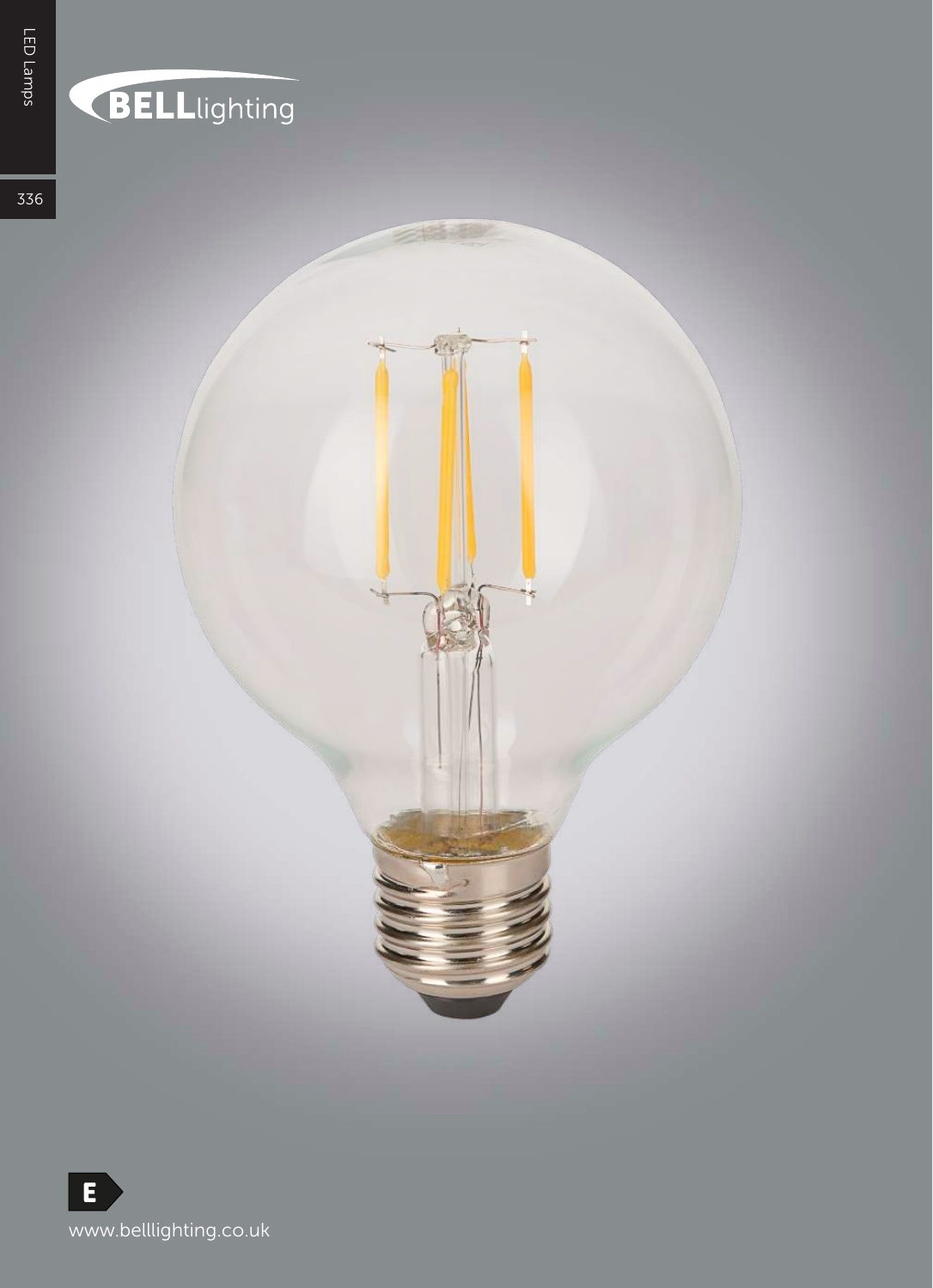**BELL**lighting

E

www.belllighting.co.uk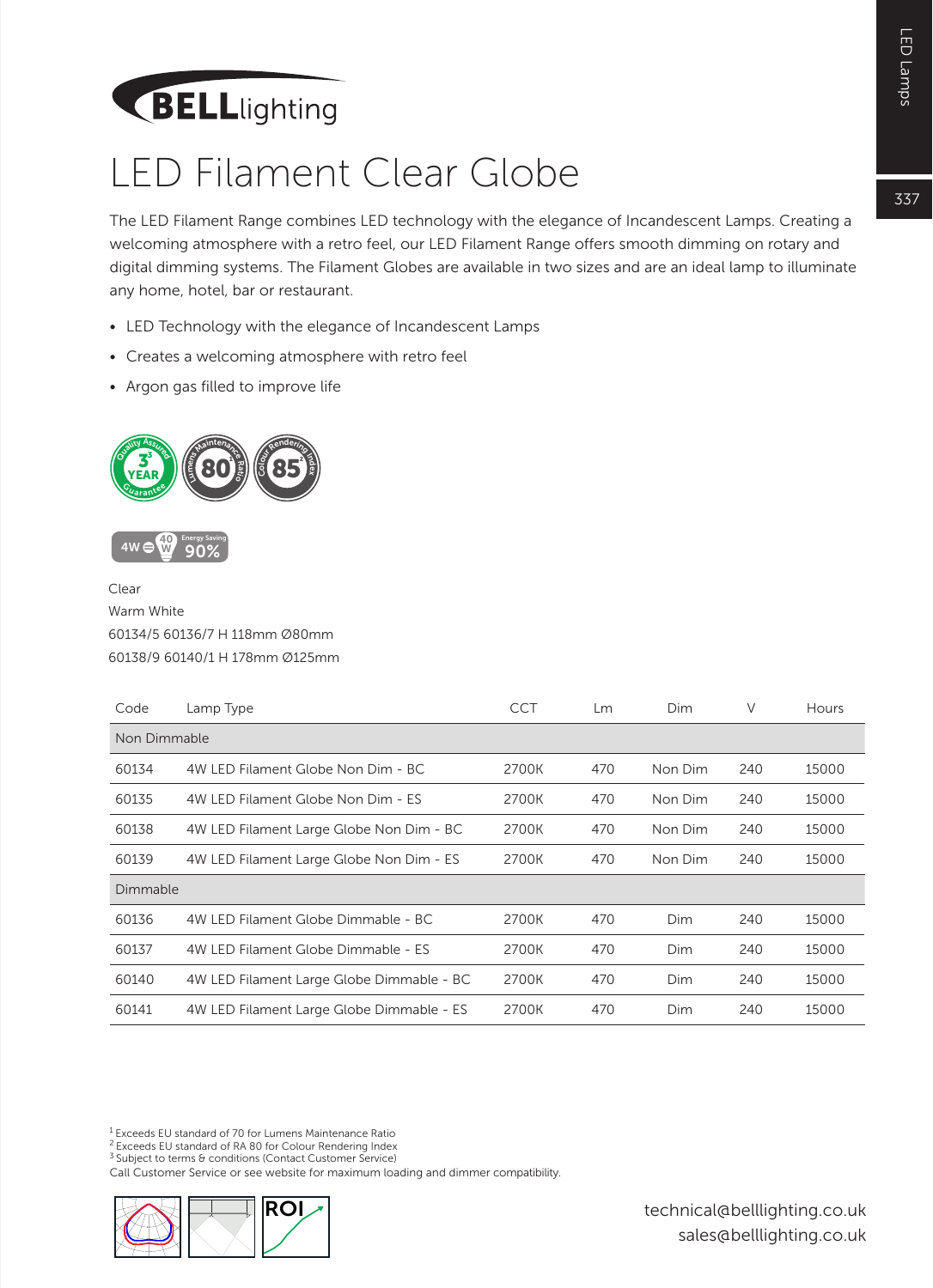# LED Filament Clear Globe

The LED Filament Range combines LED technology with the elegance of Incandescent Lamps. Creating a welcoming atmosphere with a retro feel, our LED Filament Range offers smooth dimming on rotary and digital dimming systems. The Filament Globes are available in two sizes and are an ideal lamp to illuminate any home, hotel, bar or restaurant.

- LED Technology with the elegance of Incandescent Lamps
- Creates a welcoming atmosphere with retro feel
- Argon gas filled to improve life

Quality Assured 3[3] YEAR Guarantee

Lumens Maintenance Ratio 80[1]

Colour Rendering Index 85[2]

4W = 40W Energy Saving 90%

Clear
Warm White
60134/5 60136/7 H 118mm Ø80mm
60138/9 60140/1 H 178mm Ø125mm

| Code | Lamp Type | CCT | Lm | Dim | V | Hours |
|---|---|---|---|---|---|---|
| Non Dimmable | | | | | | |
| 60134 | 4W LED Filament Globe Non Dim - BC | 2700K | 470 | Non Dim | 240 | 15000 |
| 60135 | 4W LED Filament Globe Non Dim - ES | 2700K | 470 | Non Dim | 240 | 15000 |
| 60138 | 4W LED Filament Large Globe Non Dim - BC | 2700K | 470 | Non Dim | 240 | 15000 |
| 60139 | 4W LED Filament Large Globe Non Dim - ES | 2700K | 470 | Non Dim | 240 | 15000 |
| Dimmable | | | | | | |
| 60136 | 4W LED Filament Globe Dimmable - BC | 2700K | 470 | Dim | 240 | 15000 |
| 60137 | 4W LED Filament Globe Dimmable - ES | 2700K | 470 | Dim | 240 | 15000 |
| 60140 | 4W LED Filament Large Globe Dimmable - BC | 2700K | 470 | Dim | 240 | 15000 |
| 60141 | 4W LED Filament Large Globe Dimmable - ES | 2700K | 470 | Dim | 240 | 15000 |

[1] Exceeds EU standard of 70 for Lumens Maintenance Ratio
[2] Exceeds EU standard of RA 80 for Colour Rendering Index
[3] Subject to terms & conditions (Contact Customer Service)
Call Customer Service or see website for maximum loading and dimmer compatibility.

ROI

technical@belllighting.co.uk
sales@belllighting.co.uk